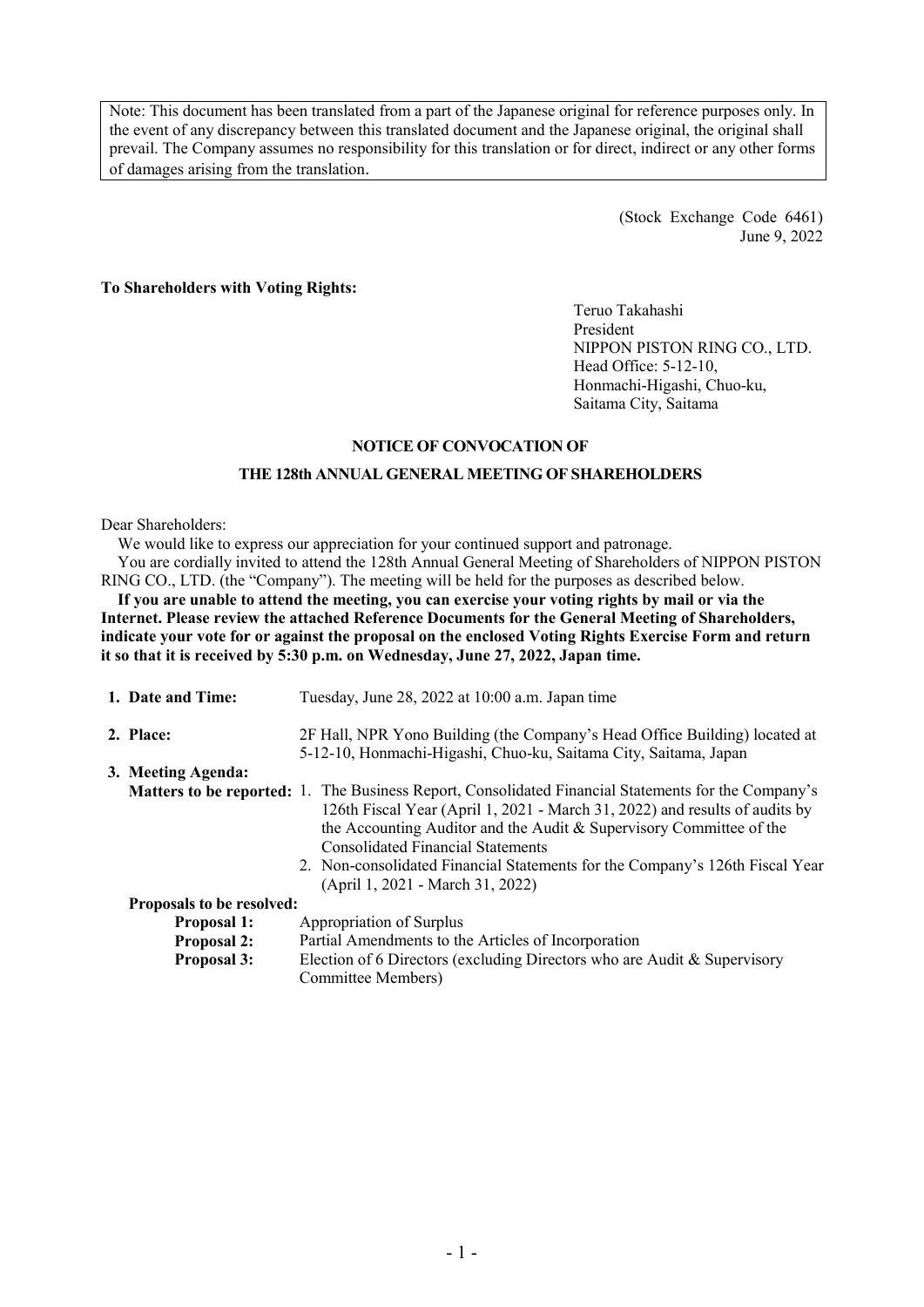Note: This document has been translated from a part of the Japanese original for reference purposes only. In the event of any discrepancy between this translated document and the Japanese original, the original shall prevail. The Company assumes no responsibility for this translation or for direct, indirect or any other forms of damages arising from the translation.

(Stock Exchange Code 6461)
June 9, 2022

**To Shareholders with Voting Rights:**

Teruo Takahashi
President
NIPPON PISTON RING CO., LTD.
Head Office: 5-12-10,
Honmachi-Higashi, Chuo-ku,
Saitama City, Saitama

## NOTICE OF CONVOCATION OF THE 128th ANNUAL GENERAL MEETING OF SHAREHOLDERS

Dear Shareholders:

We would like to express our appreciation for your continued support and patronage.

You are cordially invited to attend the 128th Annual General Meeting of Shareholders of NIPPON PISTON RING CO., LTD. (the "Company"). The meeting will be held for the purposes as described below.

**If you are unable to attend the meeting, you can exercise your voting rights by mail or via the Internet. Please review the attached Reference Documents for the General Meeting of Shareholders, indicate your vote for or against the proposal on the enclosed Voting Rights Exercise Form and return it so that it is received by 5:30 p.m. on Wednesday, June 27, 2022, Japan time.**

**1. Date and Time:** Tuesday, June 28, 2022 at 10:00 a.m. Japan time

**2. Place:** 2F Hall, NPR Yono Building (the Company's Head Office Building) located at 5-12-10, Honmachi-Higashi, Chuo-ku, Saitama City, Saitama, Japan

**3. Meeting Agenda:**

**Matters to be reported:**

1. The Business Report, Consolidated Financial Statements for the Company's 126th Fiscal Year (April 1, 2021 - March 31, 2022) and results of audits by the Accounting Auditor and the Audit & Supervisory Committee of the Consolidated Financial Statements
2. Non-consolidated Financial Statements for the Company's 126th Fiscal Year (April 1, 2021 - March 31, 2022)

**Proposals to be resolved:**

**Proposal 1:** Appropriation of Surplus

**Proposal 2:** Partial Amendments to the Articles of Incorporation

**Proposal 3:** Election of 6 Directors (excluding Directors who are Audit & Supervisory Committee Members)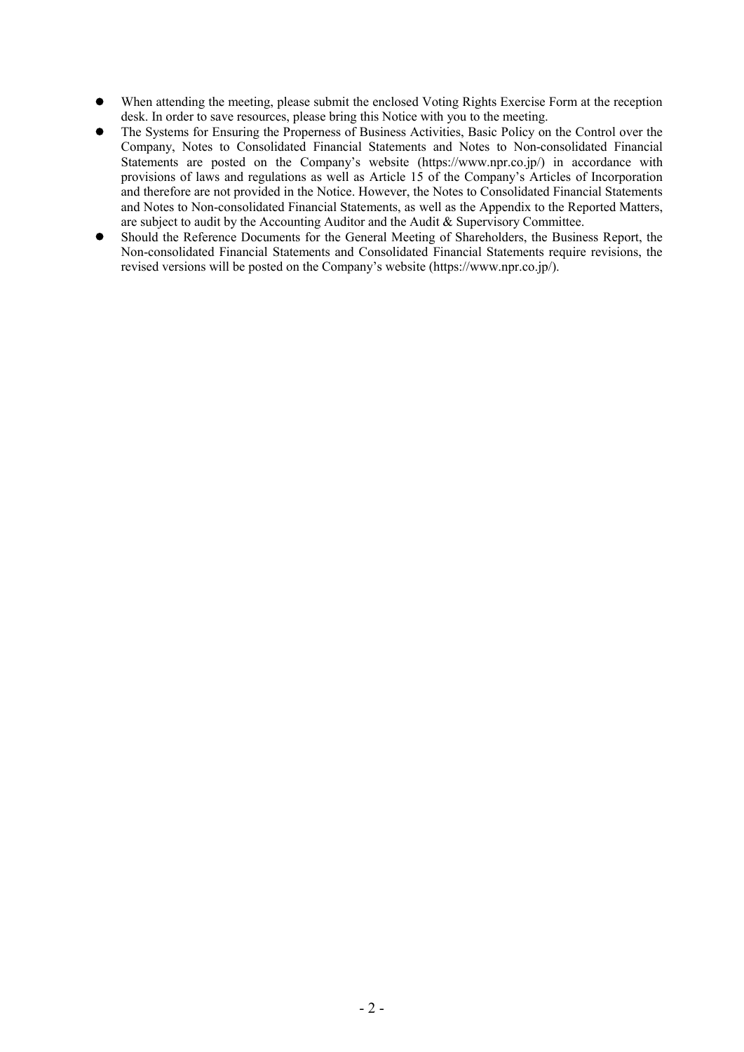- When attending the meeting, please submit the enclosed Voting Rights Exercise Form at the reception desk. In order to save resources, please bring this Notice with you to the meeting.
- The Systems for Ensuring the Properness of Business Activities, Basic Policy on the Control over the Company, Notes to Consolidated Financial Statements and Notes to Non-consolidated Financial Statements are posted on the Company's website (https://www.npr.co.jp/) in accordance with provisions of laws and regulations as well as Article 15 of the Company's Articles of Incorporation and therefore are not provided in the Notice. However, the Notes to Consolidated Financial Statements and Notes to Non-consolidated Financial Statements, as well as the Appendix to the Reported Matters, are subject to audit by the Accounting Auditor and the Audit & Supervisory Committee.
- Should the Reference Documents for the General Meeting of Shareholders, the Business Report, the Non-consolidated Financial Statements and Consolidated Financial Statements require revisions, the revised versions will be posted on the Company's website (https://www.npr.co.jp/).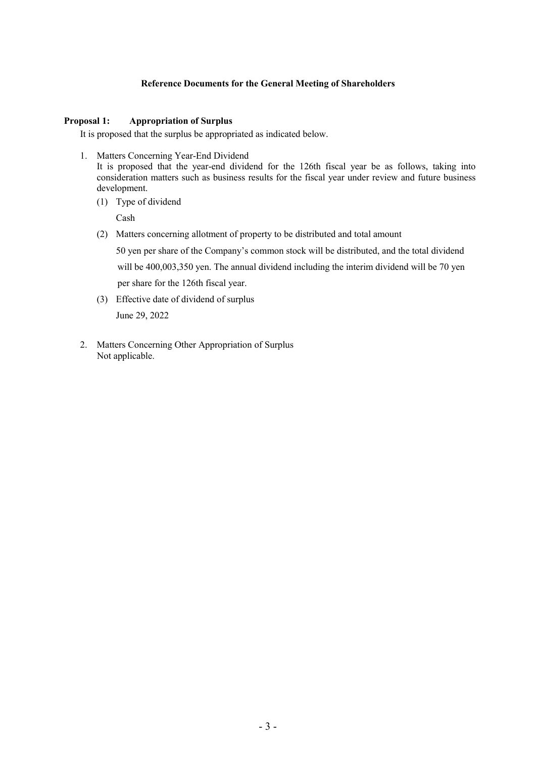## Reference Documents for the General Meeting of Shareholders

**Proposal 1: Appropriation of Surplus**

It is proposed that the surplus be appropriated as indicated below.

1. Matters Concerning Year-End Dividend
   It is proposed that the year-end dividend for the 126th fiscal year be as follows, taking into consideration matters such as business results for the fiscal year under review and future business development.
   (1) Type of dividend
       Cash
   (2) Matters concerning allotment of property to be distributed and total amount
       50 yen per share of the Company's common stock will be distributed, and the total dividend will be 400,003,350 yen. The annual dividend including the interim dividend will be 70 yen per share for the 126th fiscal year.
   (3) Effective date of dividend of surplus
       June 29, 2022

2. Matters Concerning Other Appropriation of Surplus
   Not applicable.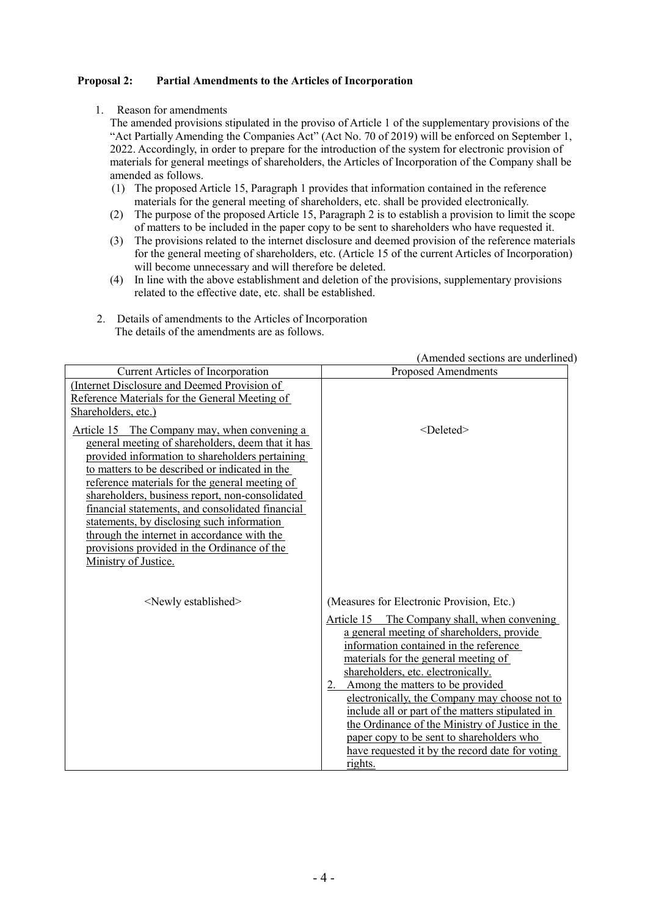**Proposal 2: Partial Amendments to the Articles of Incorporation**

1. Reason for amendments

   The amended provisions stipulated in the proviso of Article 1 of the supplementary provisions of the "Act Partially Amending the Companies Act" (Act No. 70 of 2019) will be enforced on September 1, 2022. Accordingly, in order to prepare for the introduction of the system for electronic provision of materials for general meetings of shareholders, the Articles of Incorporation of the Company shall be amended as follows.

   (1) The proposed Article 15, Paragraph 1 provides that information contained in the reference materials for the general meeting of shareholders, etc. shall be provided electronically.
   (2) The purpose of the proposed Article 15, Paragraph 2 is to establish a provision to limit the scope of matters to be included in the paper copy to be sent to shareholders who have requested it.
   (3) The provisions related to the internet disclosure and deemed provision of the reference materials for the general meeting of shareholders, etc. (Article 15 of the current Articles of Incorporation) will become unnecessary and will therefore be deleted.
   (4) In line with the above establishment and deletion of the provisions, supplementary provisions related to the effective date, etc. shall be established.

2. Details of amendments to the Articles of Incorporation

   The details of the amendments are as follows.

(Amended sections are underlined)

| Current Articles of Incorporation | Proposed Amendments |
| --- | --- |
| (Internet Disclosure and Deemed Provision of Reference Materials for the General Meeting of Shareholders, etc.)<br>Article 15 The Company may, when convening a general meeting of shareholders, deem that it has provided information to shareholders pertaining to matters to be described or indicated in the reference materials for the general meeting of shareholders, business report, non-consolidated financial statements, and consolidated financial statements, by disclosing such information through the internet in accordance with the provisions provided in the Ordinance of the Ministry of Justice. | <Deleted> |
| <Newly established> | (Measures for Electronic Provision, Etc.)<br>Article 15 The Company shall, when convening a general meeting of shareholders, provide information contained in the reference materials for the general meeting of shareholders, etc. electronically.<br>2. Among the matters to be provided electronically, the Company may choose not to include all or part of the matters stipulated in the Ordinance of the Ministry of Justice in the paper copy to be sent to shareholders who have requested it by the record date for voting rights. |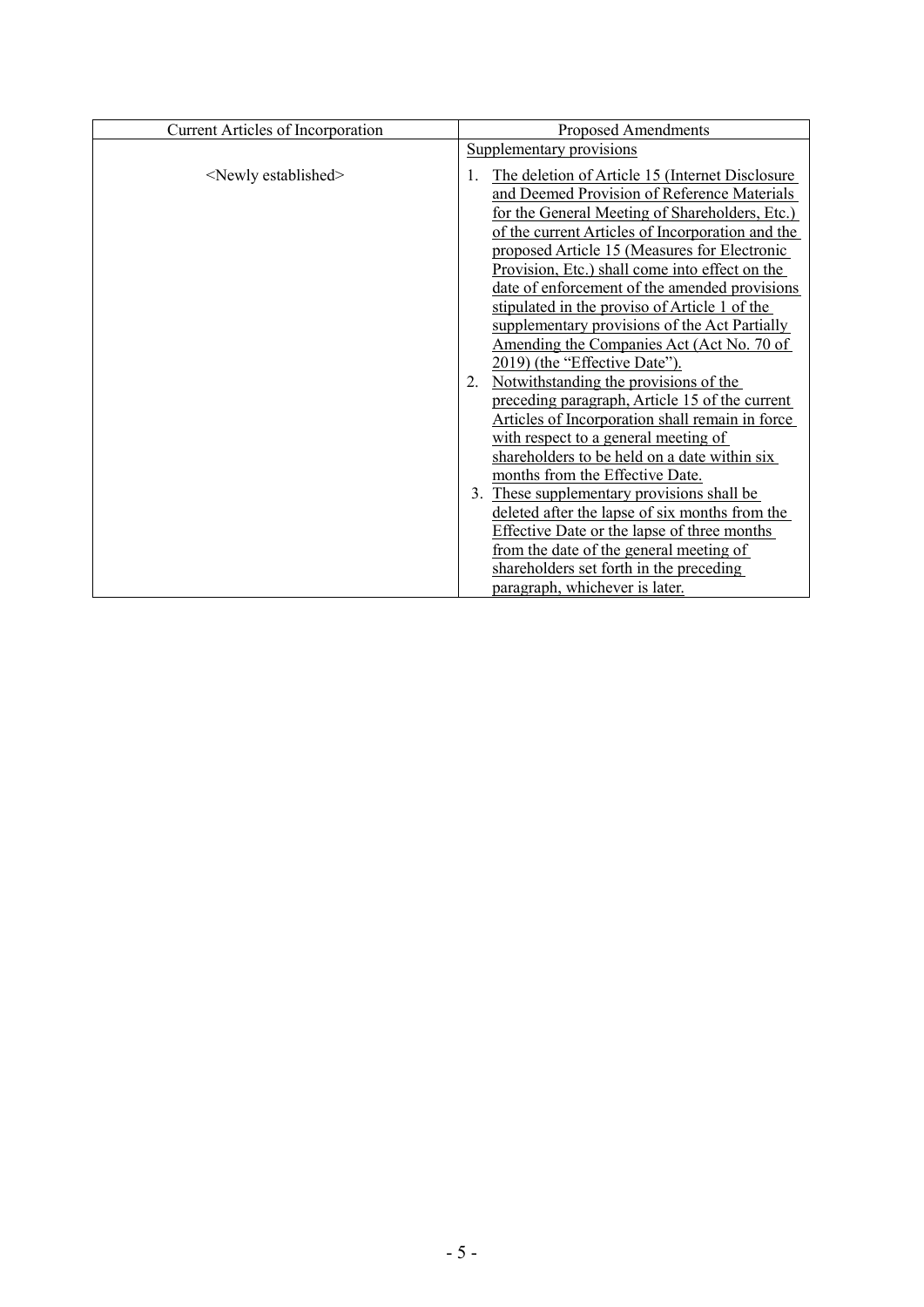| Current Articles of Incorporation | Proposed Amendments |
|---|---|
| | Supplementary provisions |
| <Newly established> | 1. The deletion of Article 15 (Internet Disclosure and Deemed Provision of Reference Materials for the General Meeting of Shareholders, Etc.) of the current Articles of Incorporation and the proposed Article 15 (Measures for Electronic Provision, Etc.) shall come into effect on the date of enforcement of the amended provisions stipulated in the proviso of Article 1 of the supplementary provisions of the Act Partially Amending the Companies Act (Act No. 70 of 2019) (the "Effective Date").<br>2. Notwithstanding the provisions of the preceding paragraph, Article 15 of the current Articles of Incorporation shall remain in force with respect to a general meeting of shareholders to be held on a date within six months from the Effective Date.<br>3. These supplementary provisions shall be deleted after the lapse of six months from the Effective Date or the lapse of three months from the date of the general meeting of shareholders set forth in the preceding paragraph, whichever is later. |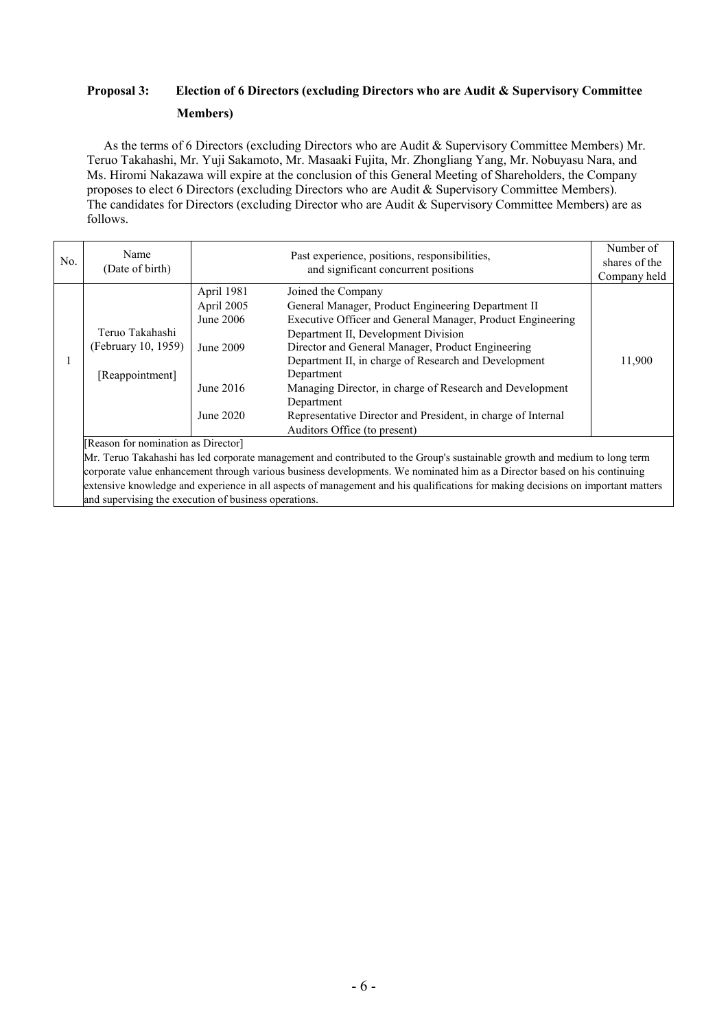**Proposal 3: Election of 6 Directors (excluding Directors who are Audit & Supervisory Committee Members)**

As the terms of 6 Directors (excluding Directors who are Audit & Supervisory Committee Members) Mr. Teruo Takahashi, Mr. Yuji Sakamoto, Mr. Masaaki Fujita, Mr. Zhongliang Yang, Mr. Nobuyasu Nara, and Ms. Hiromi Nakazawa will expire at the conclusion of this General Meeting of Shareholders, the Company proposes to elect 6 Directors (excluding Directors who are Audit & Supervisory Committee Members). The candidates for Directors (excluding Director who are Audit & Supervisory Committee Members) are as follows.

| No. | Name (Date of birth) | Past experience, positions, responsibilities, and significant concurrent positions | | Number of shares of the Company held |
|---|---|---|---|---|
| 1 | Teruo Takahashi (February 10, 1959) [Reappointment] | April 1981 | Joined the Company | 11,900 |
| | | April 2005 | General Manager, Product Engineering Department II | |
| | | June 2006 | Executive Officer and General Manager, Product Engineering Department II, Development Division | |
| | | June 2009 | Director and General Manager, Product Engineering Department II, in charge of Research and Development Department | |
| | | June 2016 | Managing Director, in charge of Research and Development Department | |
| | | June 2020 | Representative Director and President, in charge of Internal Auditors Office (to present) | |
| | [Reason for nomination as Director] Mr. Teruo Takahashi has led corporate management and contributed to the Group's sustainable growth and medium to long term corporate value enhancement through various business developments. We nominated him as a Director based on his continuing extensive knowledge and experience in all aspects of management and his qualifications for making decisions on important matters and supervising the execution of business operations. | | | |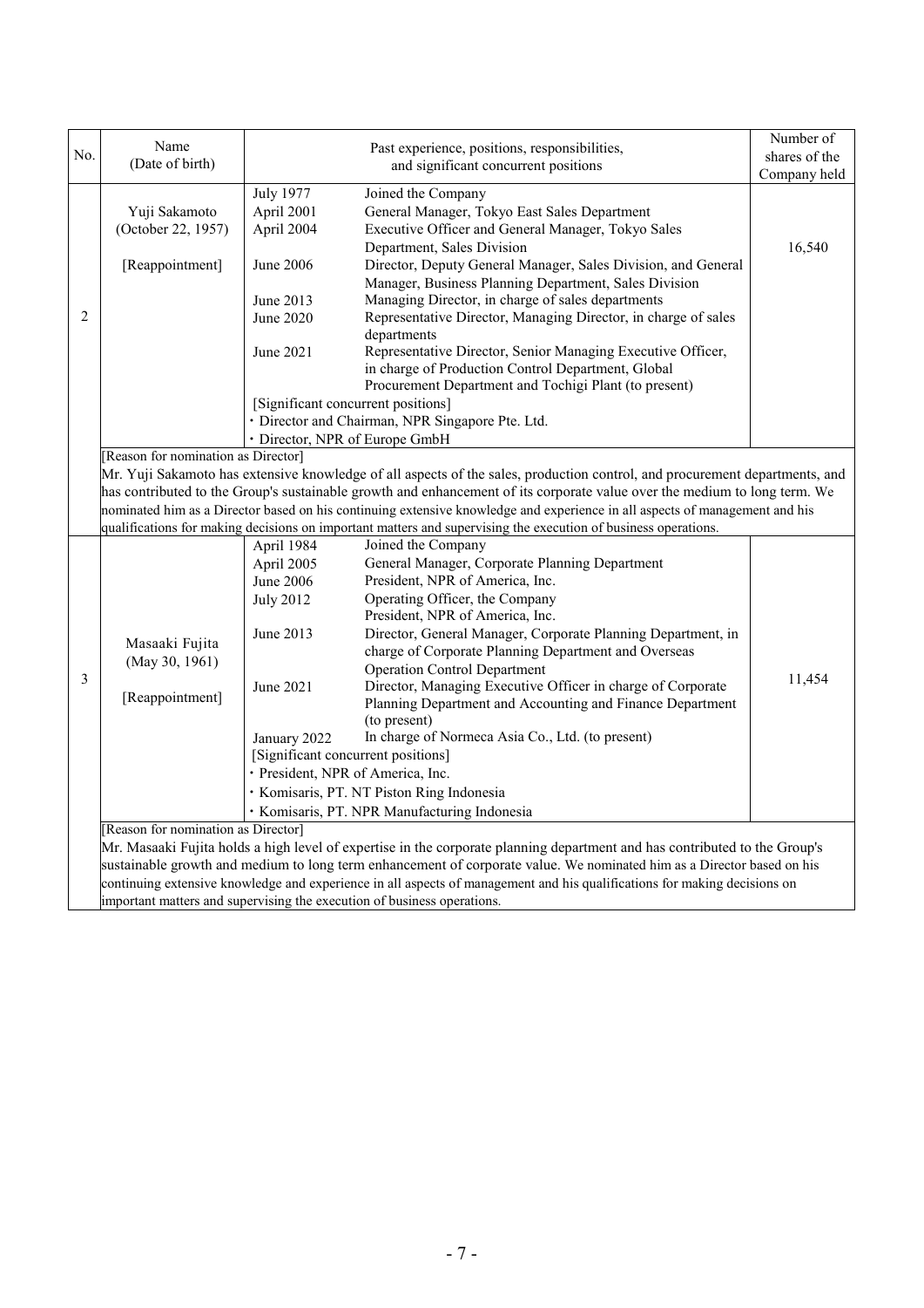| No. | Name (Date of birth) | Past experience, positions, responsibilities, and significant concurrent positions | Number of shares of the Company held |
|---|---|---|---|
| 2 | Yuji Sakamoto (October 22, 1957) [Reappointment] | July 1977 Joined the Company<br>April 2001 General Manager, Tokyo East Sales Department<br>April 2004 Executive Officer and General Manager, Tokyo Sales Department, Sales Division<br>June 2006 Director, Deputy General Manager, Sales Division, and General Manager, Business Planning Department, Sales Division<br>June 2013 Managing Director, in charge of sales departments<br>June 2020 Representative Director, Managing Director, in charge of sales departments<br>June 2021 Representative Director, Senior Managing Executive Officer, in charge of Production Control Department, Global Procurement Department and Tochigi Plant (to present)<br>[Significant concurrent positions]<br>・Director and Chairman, NPR Singapore Pte. Ltd.<br>・Director, NPR of Europe GmbH | 16,540 |
| | [Reason for nomination as Director]<br>Mr. Yuji Sakamoto has extensive knowledge of all aspects of the sales, production control, and procurement departments, and has contributed to the Group's sustainable growth and enhancement of its corporate value over the medium to long term. We nominated him as a Director based on his continuing extensive knowledge and experience in all aspects of management and his qualifications for making decisions on important matters and supervising the execution of business operations. | | |
| 3 | Masaaki Fujita (May 30, 1961) [Reappointment] | April 1984 Joined the Company<br>April 2005 General Manager, Corporate Planning Department<br>June 2006 President, NPR of America, Inc.<br>July 2012 Operating Officer, the Company President, NPR of America, Inc.<br>June 2013 Director, General Manager, Corporate Planning Department, in charge of Corporate Planning Department and Overseas Operation Control Department<br>June 2021 Director, Managing Executive Officer in charge of Corporate Planning Department and Accounting and Finance Department (to present)<br>January 2022 In charge of Normeca Asia Co., Ltd. (to present)<br>[Significant concurrent positions]<br>・President, NPR of America, Inc.<br>・Komisaris, PT. NT Piston Ring Indonesia<br>・Komisaris, PT. NPR Manufacturing Indonesia | 11,454 |
| | [Reason for nomination as Director]<br>Mr. Masaaki Fujita holds a high level of expertise in the corporate planning department and has contributed to the Group's sustainable growth and medium to long term enhancement of corporate value. We nominated him as a Director based on his continuing extensive knowledge and experience in all aspects of management and his qualifications for making decisions on important matters and supervising the execution of business operations. | | |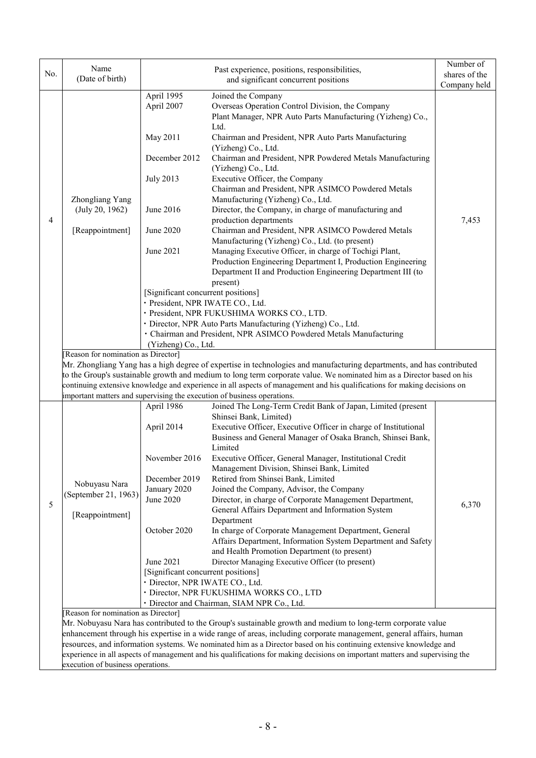| No. | Name (Date of birth) | Past experience, positions, responsibilities, and significant concurrent positions | Number of shares of the Company held |
|---|---|---|---|
| 4 | Zhongliang Yang (July 20, 1962) [Reappointment] | April 1995 Joined the Company<br>April 2007 Overseas Operation Control Division, the Company<br>Plant Manager, NPR Auto Parts Manufacturing (Yizheng) Co., Ltd.<br>May 2011 Chairman and President, NPR Auto Parts Manufacturing (Yizheng) Co., Ltd.<br>December 2012 Chairman and President, NPR Powdered Metals Manufacturing (Yizheng) Co., Ltd.<br>July 2013 Executive Officer, the Company<br>Chairman and President, NPR ASIMCO Powdered Metals Manufacturing (Yizheng) Co., Ltd.<br>June 2016 Director, the Company, in charge of manufacturing and production departments<br>June 2020 Chairman and President, NPR ASIMCO Powdered Metals Manufacturing (Yizheng) Co., Ltd. (to present)<br>June 2021 Managing Executive Officer, in charge of Tochigi Plant, Production Engineering Department I, Production Engineering Department II and Production Engineering Department III (to present)<br>[Significant concurrent positions]<br>・President, NPR IWATE CO., Ltd.<br>・President, NPR FUKUSHIMA WORKS CO., LTD.<br>・Director, NPR Auto Parts Manufacturing (Yizheng) Co., Ltd.<br>・Chairman and President, NPR ASIMCO Powdered Metals Manufacturing (Yizheng) Co., Ltd. | 7,453 |
| | [Reason for nomination as Director]<br>Mr. Zhongliang Yang has a high degree of expertise in technologies and manufacturing departments, and has contributed to the Group's sustainable growth and medium to long term corporate value. We nominated him as a Director based on his continuing extensive knowledge and experience in all aspects of management and his qualifications for making decisions on important matters and supervising the execution of business operations. | | |
| 5 | Nobuyasu Nara (September 21, 1963) [Reappointment] | April 1986 Joined The Long-Term Credit Bank of Japan, Limited (present Shinsei Bank, Limited)<br>April 2014 Executive Officer, Executive Officer in charge of Institutional Business and General Manager of Osaka Branch, Shinsei Bank, Limited<br>November 2016 Executive Officer, General Manager, Institutional Credit Management Division, Shinsei Bank, Limited<br>December 2019 Retired from Shinsei Bank, Limited<br>January 2020 Joined the Company, Advisor, the Company<br>June 2020 Director, in charge of Corporate Management Department, General Affairs Department and Information System Department<br>October 2020 In charge of Corporate Management Department, General Affairs Department, Information System Department and Safety and Health Promotion Department (to present)<br>June 2021 Director Managing Executive Officer (to present)<br>[Significant concurrent positions]<br>・Director, NPR IWATE CO., Ltd.<br>・Director, NPR FUKUSHIMA WORKS CO., LTD<br>・Director and Chairman, SIAM NPR Co., Ltd. | 6,370 |
| | [Reason for nomination as Director]<br>Mr. Nobuyasu Nara has contributed to the Group's sustainable growth and medium to long-term corporate value enhancement through his expertise in a wide range of areas, including corporate management, general affairs, human resources, and information systems. We nominated him as a Director based on his continuing extensive knowledge and experience in all aspects of management and his qualifications for making decisions on important matters and supervising the execution of business operations. | | |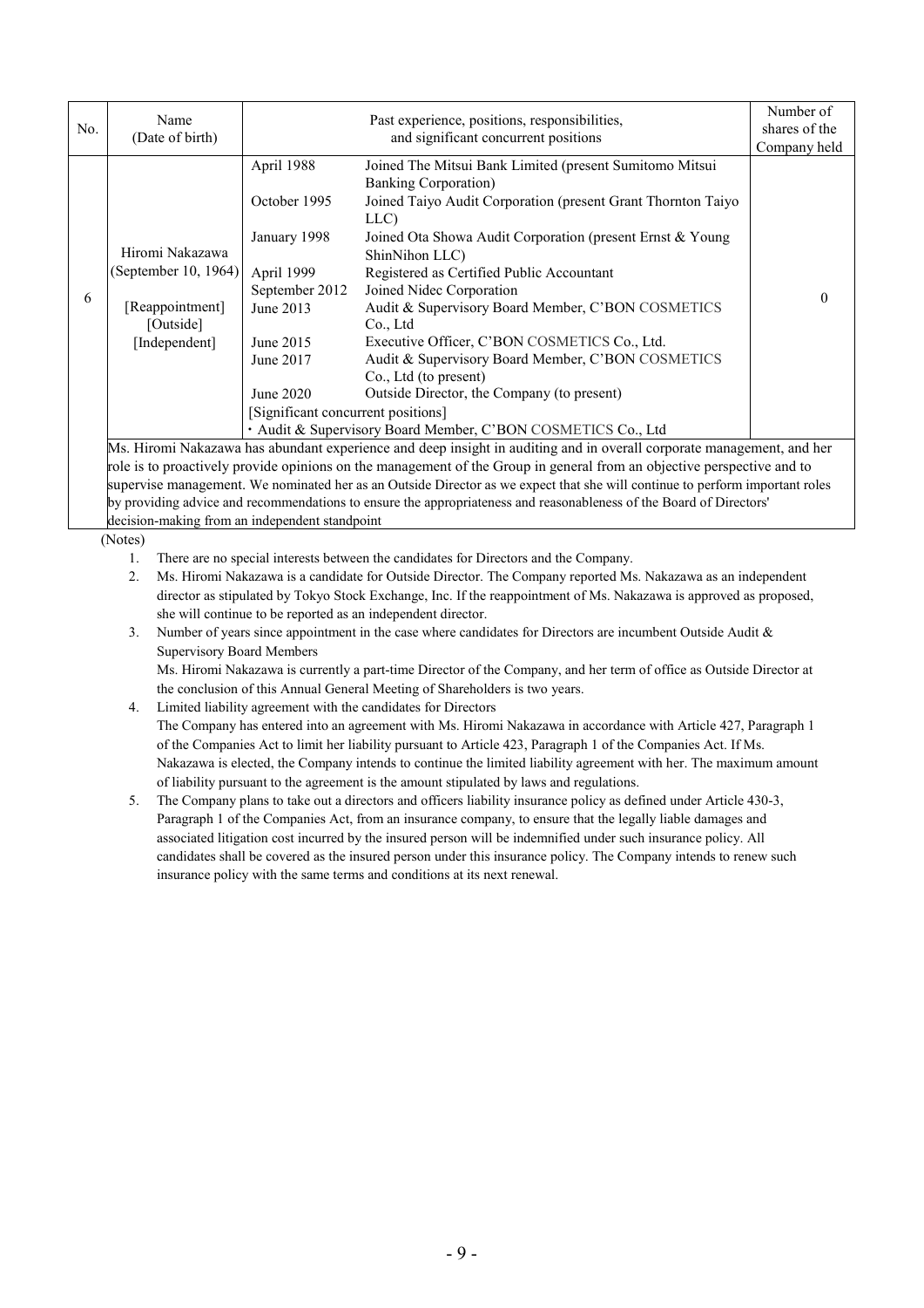| No. | Name (Date of birth) | Past experience, positions, responsibilities, and significant concurrent positions | | Number of shares of the Company held |
|---|---|---|---|---|
| 6 | Hiromi Nakazawa (September 10, 1964) [Reappointment] [Outside] [Independent] | April 1988<br>October 1995<br>January 1998<br>April 1999<br>September 2012<br>June 2013<br>June 2015<br>June 2017<br>June 2020 | Joined The Mitsui Bank Limited (present Sumitomo Mitsui Banking Corporation)<br>Joined Taiyo Audit Corporation (present Grant Thornton Taiyo LLC)<br>Joined Ota Showa Audit Corporation (present Ernst & Young ShinNihon LLC)<br>Registered as Certified Public Accountant<br>Joined Nidec Corporation<br>Audit & Supervisory Board Member, C'BON COSMETICS Co., Ltd<br>Executive Officer, C'BON COSMETICS Co., Ltd.<br>Audit & Supervisory Board Member, C'BON COSMETICS Co., Ltd (to present)<br>Outside Director, the Company (to present) | 0 |
| | | [Significant concurrent positions]<br>・Audit & Supervisory Board Member, C'BON COSMETICS Co., Ltd | | |
| | Ms. Hiromi Nakazawa has abundant experience and deep insight in auditing and in overall corporate management, and her role is to proactively provide opinions on the management of the Group in general from an objective perspective and to supervise management. We nominated her as an Outside Director as we expect that she will continue to perform important roles by providing advice and recommendations to ensure the appropriateness and reasonableness of the Board of Directors' decision-making from an independent standpoint | | | |

(Notes)

1. There are no special interests between the candidates for Directors and the Company.
2. Ms. Hiromi Nakazawa is a candidate for Outside Director. The Company reported Ms. Nakazawa as an independent director as stipulated by Tokyo Stock Exchange, Inc. If the reappointment of Ms. Nakazawa is approved as proposed, she will continue to be reported as an independent director.
3. Number of years since appointment in the case where candidates for Directors are incumbent Outside Audit & Supervisory Board Members
   Ms. Hiromi Nakazawa is currently a part-time Director of the Company, and her term of office as Outside Director at the conclusion of this Annual General Meeting of Shareholders is two years.
4. Limited liability agreement with the candidates for Directors
   The Company has entered into an agreement with Ms. Hiromi Nakazawa in accordance with Article 427, Paragraph 1 of the Companies Act to limit her liability pursuant to Article 423, Paragraph 1 of the Companies Act. If Ms. Nakazawa is elected, the Company intends to continue the limited liability agreement with her. The maximum amount of liability pursuant to the agreement is the amount stipulated by laws and regulations.
5. The Company plans to take out a directors and officers liability insurance policy as defined under Article 430-3, Paragraph 1 of the Companies Act, from an insurance company, to ensure that the legally liable damages and associated litigation cost incurred by the insured person will be indemnified under such insurance policy. All candidates shall be covered as the insured person under this insurance policy. The Company intends to renew such insurance policy with the same terms and conditions at its next renewal.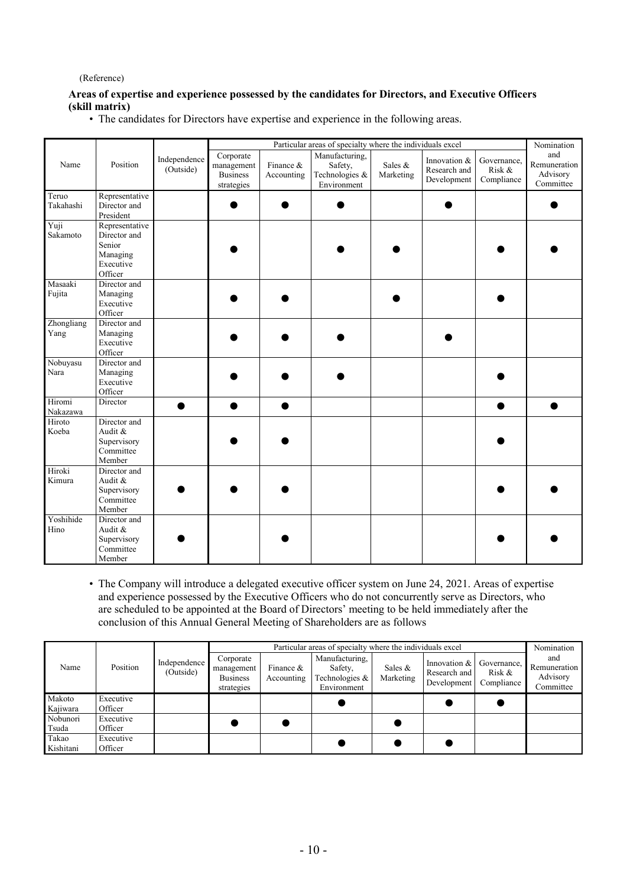(Reference)

**Areas of expertise and experience possessed by the candidates for Directors, and Executive Officers (skill matrix)**

• The candidates for Directors have expertise and experience in the following areas.

| Name | Position | Independence (Outside) | Particular areas of specialty where the individuals excel | | | | | | Nomination and Remuneration Advisory Committee |
|---|---|---|---|---|---|---|---|---|---|
| | | | Corporate management Business strategies | Finance & Accounting | Manufacturing, Safety, Technologies & Environment | Sales & Marketing | Innovation & Research and Development | Governance, Risk & Compliance | |
| Teruo Takahashi | Representative Director and President | | ● | ● | ● | | ● | | ● |
| Yuji Sakamoto | Representative Director and Senior Managing Executive Officer | | ● | | ● | ● | | ● | ● |
| Masaaki Fujita | Director and Managing Executive Officer | | ● | ● | | ● | | ● | |
| Zhongliang Yang | Director and Managing Executive Officer | | ● | ● | ● | | ● | | |
| Nobuyasu Nara | Director and Managing Executive Officer | | ● | ● | ● | | | ● | |
| Hiromi Nakazawa | Director | ● | ● | ● | | | | ● | ● |
| Hiroto Koeba | Director and Audit & Supervisory Committee Member | | ● | ● | | | | ● | |
| Hiroki Kimura | Director and Audit & Supervisory Committee Member | ● | ● | ● | | | | ● | ● |
| Yoshihide Hino | Director and Audit & Supervisory Committee Member | ● | | ● | | | | ● | ● |

• The Company will introduce a delegated executive officer system on June 24, 2021. Areas of expertise and experience possessed by the Executive Officers who do not concurrently serve as Directors, who are scheduled to be appointed at the Board of Directors' meeting to be held immediately after the conclusion of this Annual General Meeting of Shareholders are as follows

| Name | Position | Independence (Outside) | Particular areas of specialty where the individuals excel | | | | | | Nomination and Remuneration Advisory Committee |
|---|---|---|---|---|---|---|---|---|---|
| | | | Corporate management Business strategies | Finance & Accounting | Manufacturing, Safety, Technologies & Environment | Sales & Marketing | Innovation & Research and Development | Governance, Risk & Compliance | |
| Makoto Kajiwara | Executive Officer | | | | ● | | ● | ● | |
| Nobunori Tsuda | Executive Officer | | ● | ● | | ● | | | |
| Takao Kishitani | Executive Officer | | | | ● | ● | ● | | |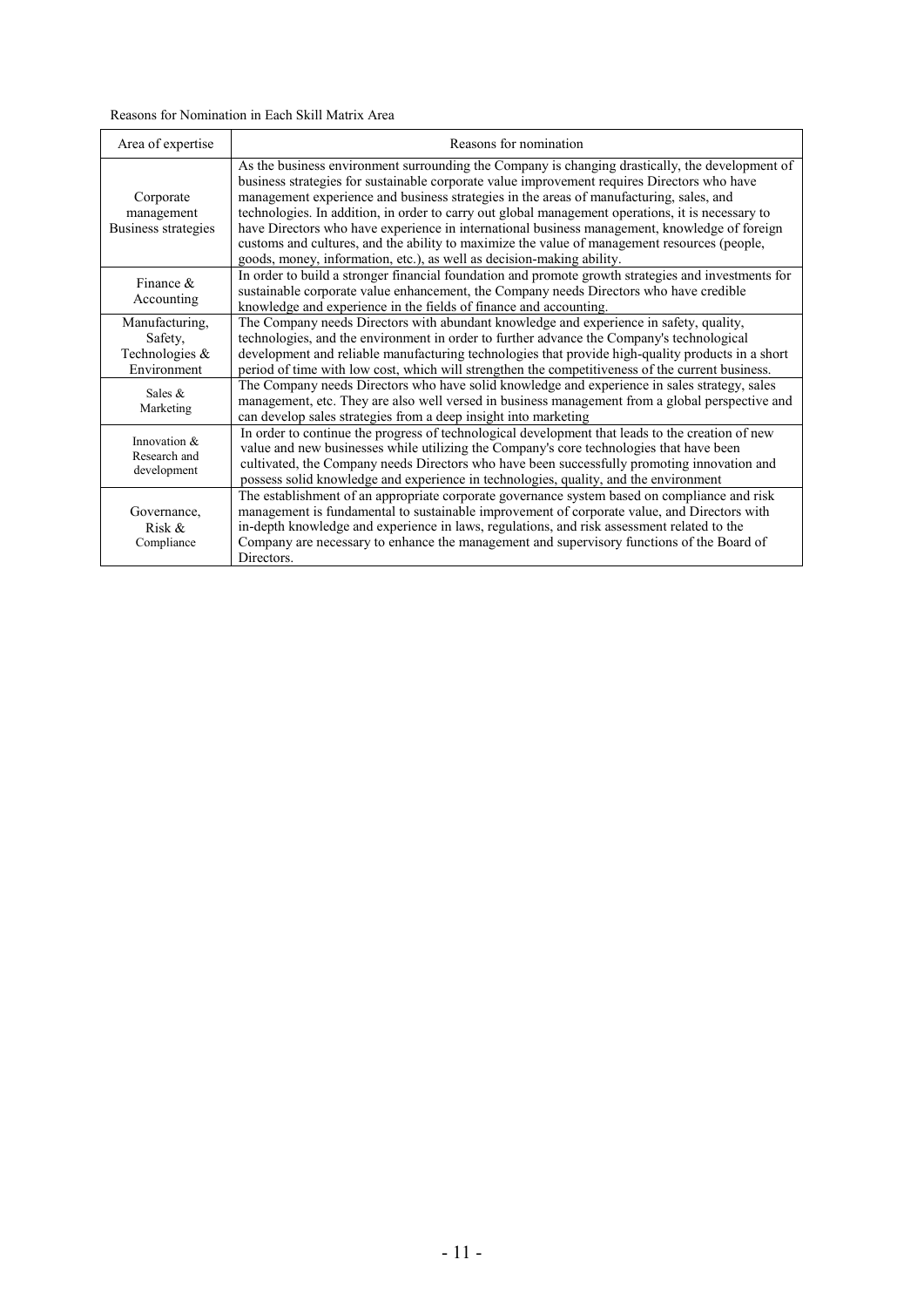Reasons for Nomination in Each Skill Matrix Area

| Area of expertise | Reasons for nomination |
|---|---|
| Corporate management Business strategies | As the business environment surrounding the Company is changing drastically, the development of business strategies for sustainable corporate value improvement requires Directors who have management experience and business strategies in the areas of manufacturing, sales, and technologies. In addition, in order to carry out global management operations, it is necessary to have Directors who have experience in international business management, knowledge of foreign customs and cultures, and the ability to maximize the value of management resources (people, goods, money, information, etc.), as well as decision-making ability. |
| Finance & Accounting | In order to build a stronger financial foundation and promote growth strategies and investments for sustainable corporate value enhancement, the Company needs Directors who have credible knowledge and experience in the fields of finance and accounting. |
| Manufacturing, Safety, Technologies & Environment | The Company needs Directors with abundant knowledge and experience in safety, quality, technologies, and the environment in order to further advance the Company's technological development and reliable manufacturing technologies that provide high-quality products in a short period of time with low cost, which will strengthen the competitiveness of the current business. |
| Sales & Marketing | The Company needs Directors who have solid knowledge and experience in sales strategy, sales management, etc. They are also well versed in business management from a global perspective and can develop sales strategies from a deep insight into marketing |
| Innovation & Research and development | In order to continue the progress of technological development that leads to the creation of new value and new businesses while utilizing the Company's core technologies that have been cultivated, the Company needs Directors who have been successfully promoting innovation and possess solid knowledge and experience in technologies, quality, and the environment |
| Governance, Risk & Compliance | The establishment of an appropriate corporate governance system based on compliance and risk management is fundamental to sustainable improvement of corporate value, and Directors with in-depth knowledge and experience in laws, regulations, and risk assessment related to the Company are necessary to enhance the management and supervisory functions of the Board of Directors. |